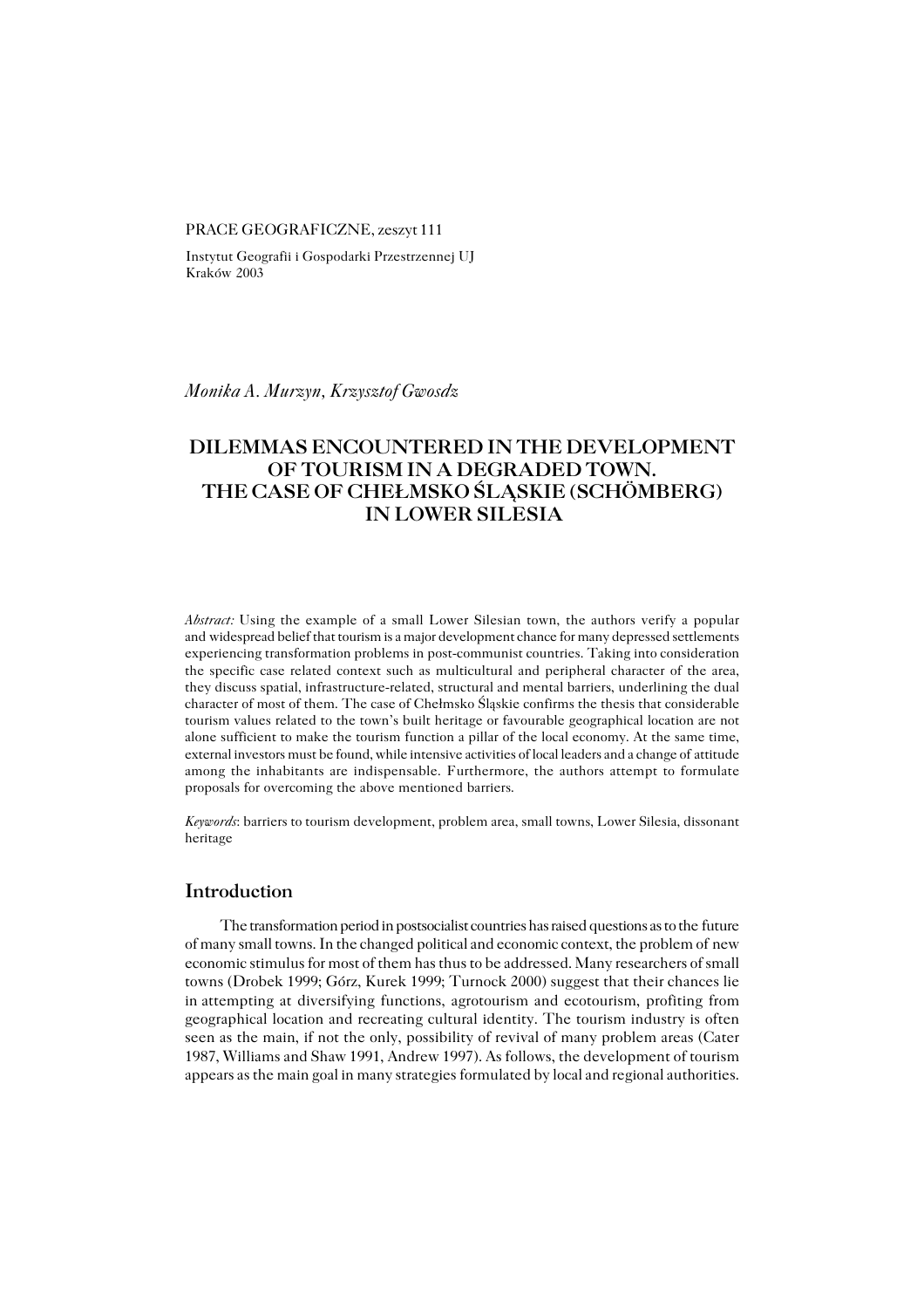PRACE GEOGRAFICZNE, zeszyt 111

Instytut Geografii i Gospodarki Przestrzennej UJ
Kraków 2003

*Monika A. Murzyn, Krzysztof Gwosdz*

# DILEMMAS ENCOUNTERED IN THE DEVELOPMENT OF TOURISM IN A DEGRADED TOWN. THE CASE OF CHEŁMSKO ŚLĄSKIE (SCHÖMBERG) IN LOWER SILESIA

*Abstract:* Using the example of a small Lower Silesian town, the authors verify a popular and widespread belief that tourism is a major development chance for many depressed settlements experiencing transformation problems in post-communist countries. Taking into consideration the specific case related context such as multicultural and peripheral character of the area, they discuss spatial, infrastructure-related, structural and mental barriers, underlining the dual character of most of them. The case of Chełmsko Śląskie confirms the thesis that considerable tourism values related to the town's built heritage or favourable geographical location are not alone sufficient to make the tourism function a pillar of the local economy. At the same time, external investors must be found, while intensive activities of local leaders and a change of attitude among the inhabitants are indispensable. Furthermore, the authors attempt to formulate proposals for overcoming the above mentioned barriers.

*Keywords*: barriers to tourism development, problem area, small towns, Lower Silesia, dissonant heritage

## Introduction

The transformation period in postsocialist countries has raised questions as to the future of many small towns. In the changed political and economic context, the problem of new economic stimulus for most of them has thus to be addressed. Many researchers of small towns (Drobek 1999; Górz, Kurek 1999; Turnock 2000) suggest that their chances lie in attempting at diversifying functions, agrotourism and ecotourism, profiting from geographical location and recreating cultural identity. The tourism industry is often seen as the main, if not the only, possibility of revival of many problem areas (Cater 1987, Williams and Shaw 1991, Andrew 1997). As follows, the development of tourism appears as the main goal in many strategies formulated by local and regional authorities.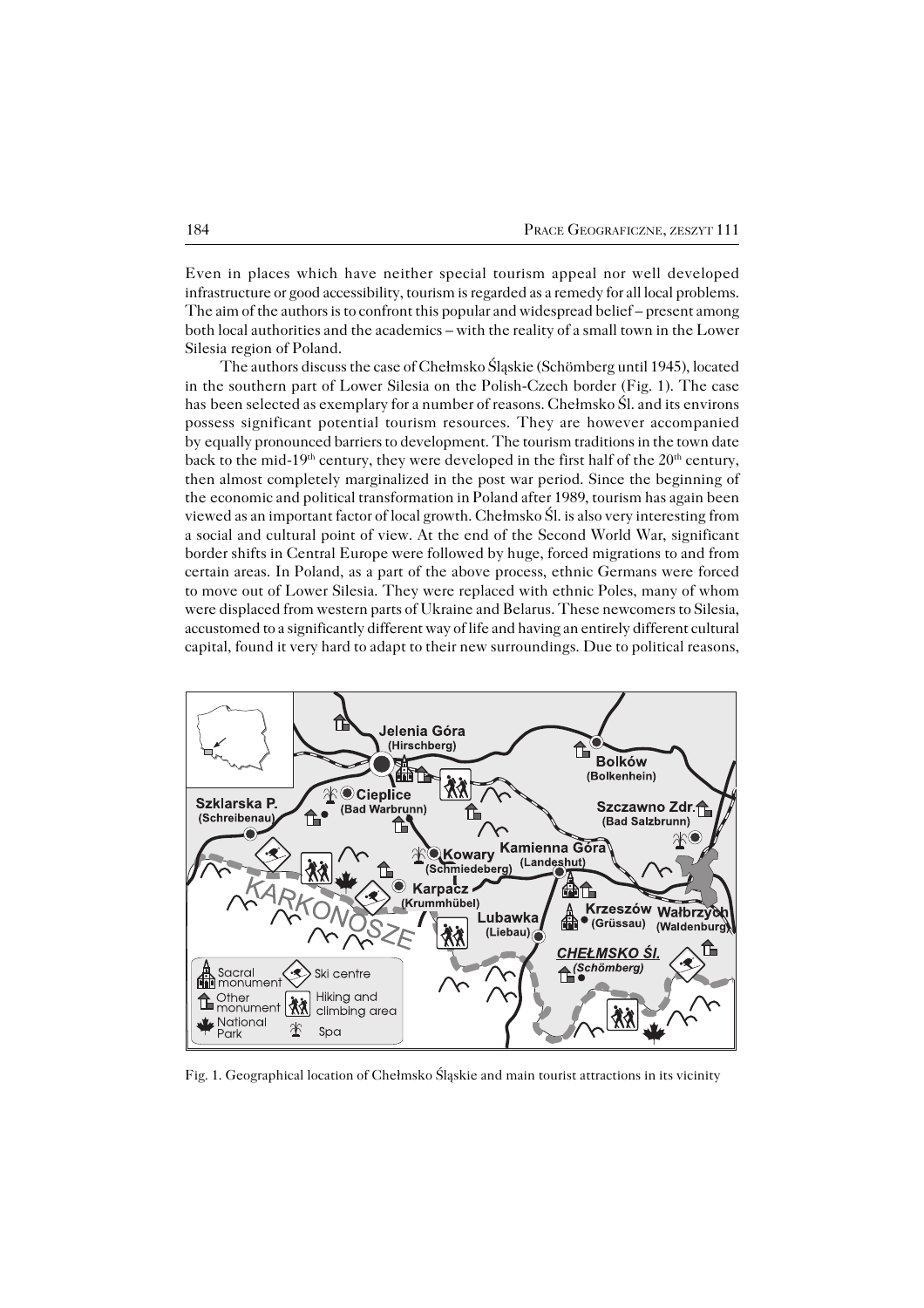Even in places which have neither special tourism appeal nor well developed infrastructure or good accessibility, tourism is regarded as a remedy for all local problems. The aim of the authors is to confront this popular and widespread belief – present among both local authorities and the academics – with the reality of a small town in the Lower Silesia region of Poland.

The authors discuss the case of Chełmsko Śląskie (Schömberg until 1945), located in the southern part of Lower Silesia on the Polish-Czech border (Fig. 1). The case has been selected as exemplary for a number of reasons. Chełmsko Śl. and its environs possess significant potential tourism resources. They are however accompanied by equally pronounced barriers to development. The tourism traditions in the town date back to the mid-19th century, they were developed in the first half of the 20th century, then almost completely marginalized in the post war period. Since the beginning of the economic and political transformation in Poland after 1989, tourism has again been viewed as an important factor of local growth. Chełmsko Śl. is also very interesting from a social and cultural point of view. At the end of the Second World War, significant border shifts in Central Europe were followed by huge, forced migrations to and from certain areas. In Poland, as a part of the above process, ethnic Germans were forced to move out of Lower Silesia. They were replaced with ethnic Poles, many of whom were displaced from western parts of Ukraine and Belarus. These newcomers to Silesia, accustomed to a significantly different way of life and having an entirely different cultural capital, found it very hard to adapt to their new surroundings. Due to political reasons,

Fig. 1. Geographical location of Chełmsko Śląskie and main tourist attractions in its vicinity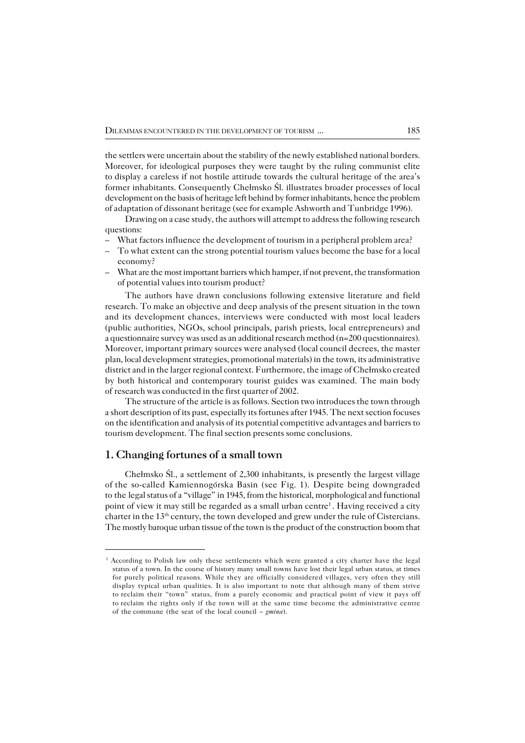the settlers were uncertain about the stability of the newly established national borders. Moreover, for ideological purposes they were taught by the ruling communist elite to display a careless if not hostile attitude towards the cultural heritage of the area's former inhabitants. Consequently Chełmsko Śl. illustrates broader processes of local development on the basis of heritage left behind by former inhabitants, hence the problem of adaptation of dissonant heritage (see for example Ashworth and Tunbridge 1996).

Drawing on a case study, the authors will attempt to address the following research questions:

- What factors influence the development of tourism in a peripheral problem area?
- To what extent can the strong potential tourism values become the base for a local economy?
- What are the most important barriers which hamper, if not prevent, the transformation of potential values into tourism product?

The authors have drawn conclusions following extensive literature and field research. To make an objective and deep analysis of the present situation in the town and its development chances, interviews were conducted with most local leaders (public authorities, NGOs, school principals, parish priests, local entrepreneurs) and a questionnaire survey was used as an additional research method (n=200 questionnaires). Moreover, important primary sources were analysed (local council decrees, the master plan, local development strategies, promotional materials) in the town, its administrative district and in the larger regional context. Furthermore, the image of Chełmsko created by both historical and contemporary tourist guides was examined. The main body of research was conducted in the first quarter of 2002.

The structure of the article is as follows. Section two introduces the town through a short description of its past, especially its fortunes after 1945. The next section focuses on the identification and analysis of its potential competitive advantages and barriers to tourism development. The final section presents some conclusions.

## 1. Changing fortunes of a small town

Chełmsko Śl., a settlement of 2,300 inhabitants, is presently the largest village of the so-called Kamiennogórska Basin (see Fig. 1). Despite being downgraded to the legal status of a "village" in 1945, from the historical, morphological and functional point of view it may still be regarded as a small urban centre[1]. Having received a city charter in the 13th century, the town developed and grew under the rule of Cistercians. The mostly baroque urban tissue of the town is the product of the construction boom that

[1] According to Polish law only these settlements which were granted a city charter have the legal status of a town. In the course of history many small towns have lost their legal urban status, at times for purely political reasons. While they are officially considered villages, very often they still display typical urban qualities. It is also important to note that although many of them strive to reclaim their "town" status, from a purely economic and practical point of view it pays off to reclaim the rights only if the town will at the same time become the administrative centre of the commune (the seat of the local council – *gmina*).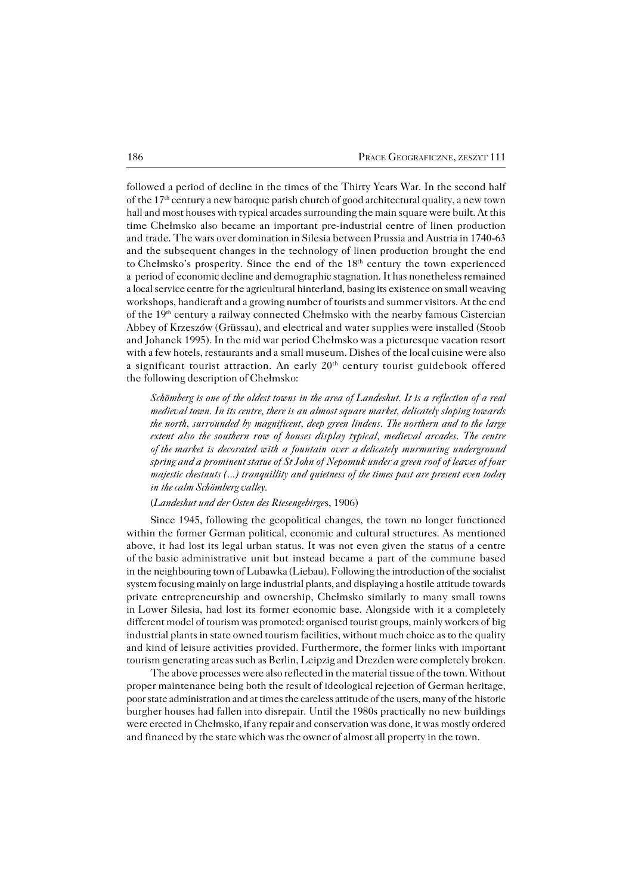followed a period of decline in the times of the Thirty Years War. In the second half of the 17th century a new baroque parish church of good architectural quality, a new town hall and most houses with typical arcades surrounding the main square were built. At this time Chełmsko also became an important pre-industrial centre of linen production and trade. The wars over domination in Silesia between Prussia and Austria in 1740-63 and the subsequent changes in the technology of linen production brought the end to Chełmsko's prosperity. Since the end of the 18th century the town experienced a period of economic decline and demographic stagnation. It has nonetheless remained a local service centre for the agricultural hinterland, basing its existence on small weaving workshops, handicraft and a growing number of tourists and summer visitors. At the end of the 19th century a railway connected Chełmsko with the nearby famous Cistercian Abbey of Krzeszów (Grüssau), and electrical and water supplies were installed (Stoob and Johanek 1995). In the mid war period Chełmsko was a picturesque vacation resort with a few hotels, restaurants and a small museum. Dishes of the local cuisine were also a significant tourist attraction. An early 20th century tourist guidebook offered the following description of Chełmsko:

> *Schömberg is one of the oldest towns in the area of Landeshut. It is a reflection of a real medieval town. In its centre, there is an almost square market, delicately sloping towards the north, surrounded by magnificent, deep green lindens. The northern and to the large extent also the southern row of houses display typical, medieval arcades. The centre of the market is decorated with a fountain over a delicately murmuring underground spring and a prominent statue of St John of Nepomuk under a green roof of leaves of four majestic chestnuts (...) tranquillity and quietness of the times past are present even today in the calm Schömberg valley.*
>
> (*Landeshut und der Osten des Riesengebirge*s, 1906)

Since 1945, following the geopolitical changes, the town no longer functioned within the former German political, economic and cultural structures. As mentioned above, it had lost its legal urban status. It was not even given the status of a centre of the basic administrative unit but instead became a part of the commune based in the neighbouring town of Lubawka (Liebau). Following the introduction of the socialist system focusing mainly on large industrial plants, and displaying a hostile attitude towards private entrepreneurship and ownership, Chełmsko similarly to many small towns in Lower Silesia, had lost its former economic base. Alongside with it a completely different model of tourism was promoted: organised tourist groups, mainly workers of big industrial plants in state owned tourism facilities, without much choice as to the quality and kind of leisure activities provided. Furthermore, the former links with important tourism generating areas such as Berlin, Leipzig and Drezden were completely broken.

The above processes were also reflected in the material tissue of the town. Without proper maintenance being both the result of ideological rejection of German heritage, poor state administration and at times the careless attitude of the users, many of the historic burgher houses had fallen into disrepair. Until the 1980s practically no new buildings were erected in Chełmsko, if any repair and conservation was done, it was mostly ordered and financed by the state which was the owner of almost all property in the town.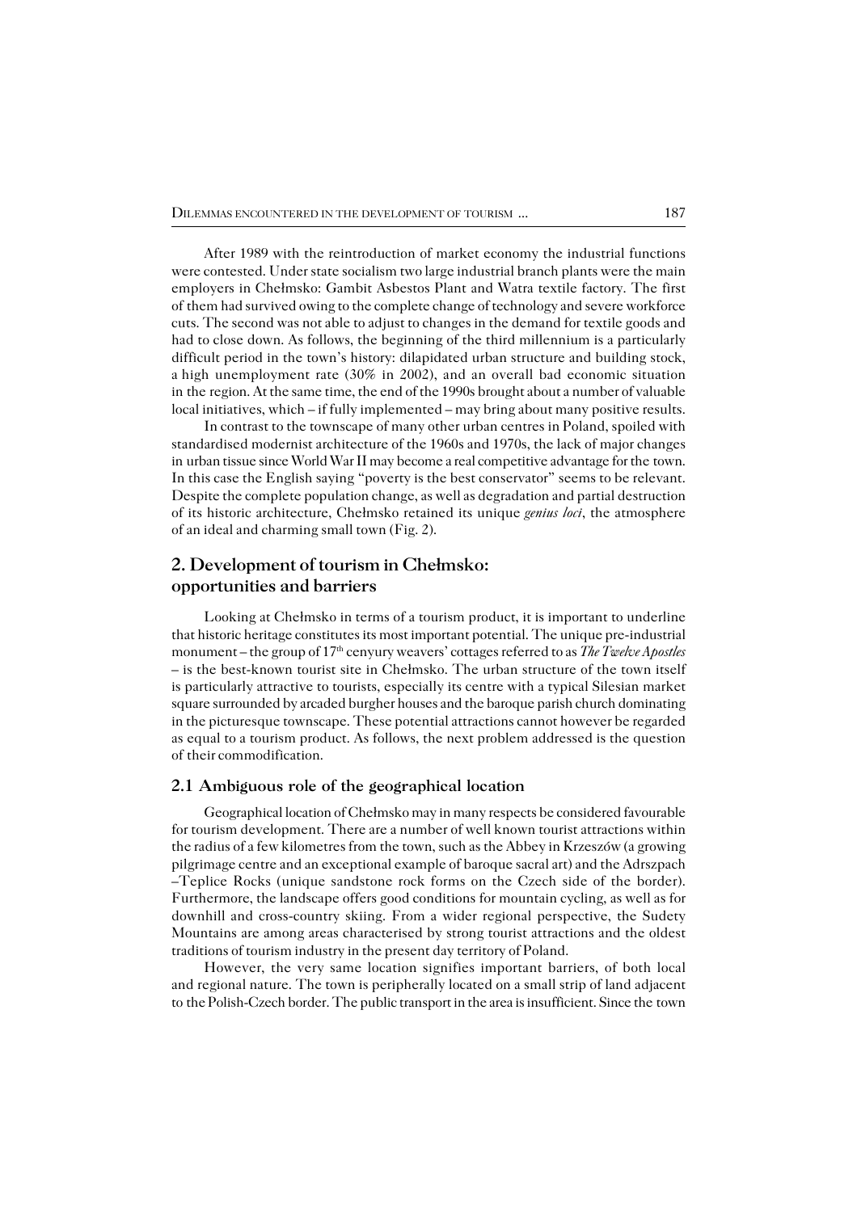After 1989 with the reintroduction of market economy the industrial functions were contested. Under state socialism two large industrial branch plants were the main employers in Chełmsko: Gambit Asbestos Plant and Watra textile factory. The first of them had survived owing to the complete change of technology and severe workforce cuts. The second was not able to adjust to changes in the demand for textile goods and had to close down. As follows, the beginning of the third millennium is a particularly difficult period in the town's history: dilapidated urban structure and building stock, a high unemployment rate (30% in 2002), and an overall bad economic situation in the region. At the same time, the end of the 1990s brought about a number of valuable local initiatives, which – if fully implemented – may bring about many positive results.

In contrast to the townscape of many other urban centres in Poland, spoiled with standardised modernist architecture of the 1960s and 1970s, the lack of major changes in urban tissue since World War II may become a real competitive advantage for the town. In this case the English saying "poverty is the best conservator" seems to be relevant. Despite the complete population change, as well as degradation and partial destruction of its historic architecture, Chełmsko retained its unique *genius loci*, the atmosphere of an ideal and charming small town (Fig. 2).

## 2. Development of tourism in Chełmsko: opportunities and barriers

Looking at Chełmsko in terms of a tourism product, it is important to underline that historic heritage constitutes its most important potential. The unique pre-industrial monument – the group of 17th cenyury weavers' cottages referred to as *The Twelve Apostles* – is the best-known tourist site in Chełmsko. The urban structure of the town itself is particularly attractive to tourists, especially its centre with a typical Silesian market square surrounded by arcaded burgher houses and the baroque parish church dominating in the picturesque townscape. These potential attractions cannot however be regarded as equal to a tourism product. As follows, the next problem addressed is the question of their commodification.

### 2.1 Ambiguous role of the geographical location

Geographical location of Chełmsko may in many respects be considered favourable for tourism development. There are a number of well known tourist attractions within the radius of a few kilometres from the town, such as the Abbey in Krzeszów (a growing pilgrimage centre and an exceptional example of baroque sacral art) and the Adrszpach –Teplice Rocks (unique sandstone rock forms on the Czech side of the border). Furthermore, the landscape offers good conditions for mountain cycling, as well as for downhill and cross-country skiing. From a wider regional perspective, the Sudety Mountains are among areas characterised by strong tourist attractions and the oldest traditions of tourism industry in the present day territory of Poland.

However, the very same location signifies important barriers, of both local and regional nature. The town is peripherally located on a small strip of land adjacent to the Polish-Czech border. The public transport in the area is insufficient. Since the town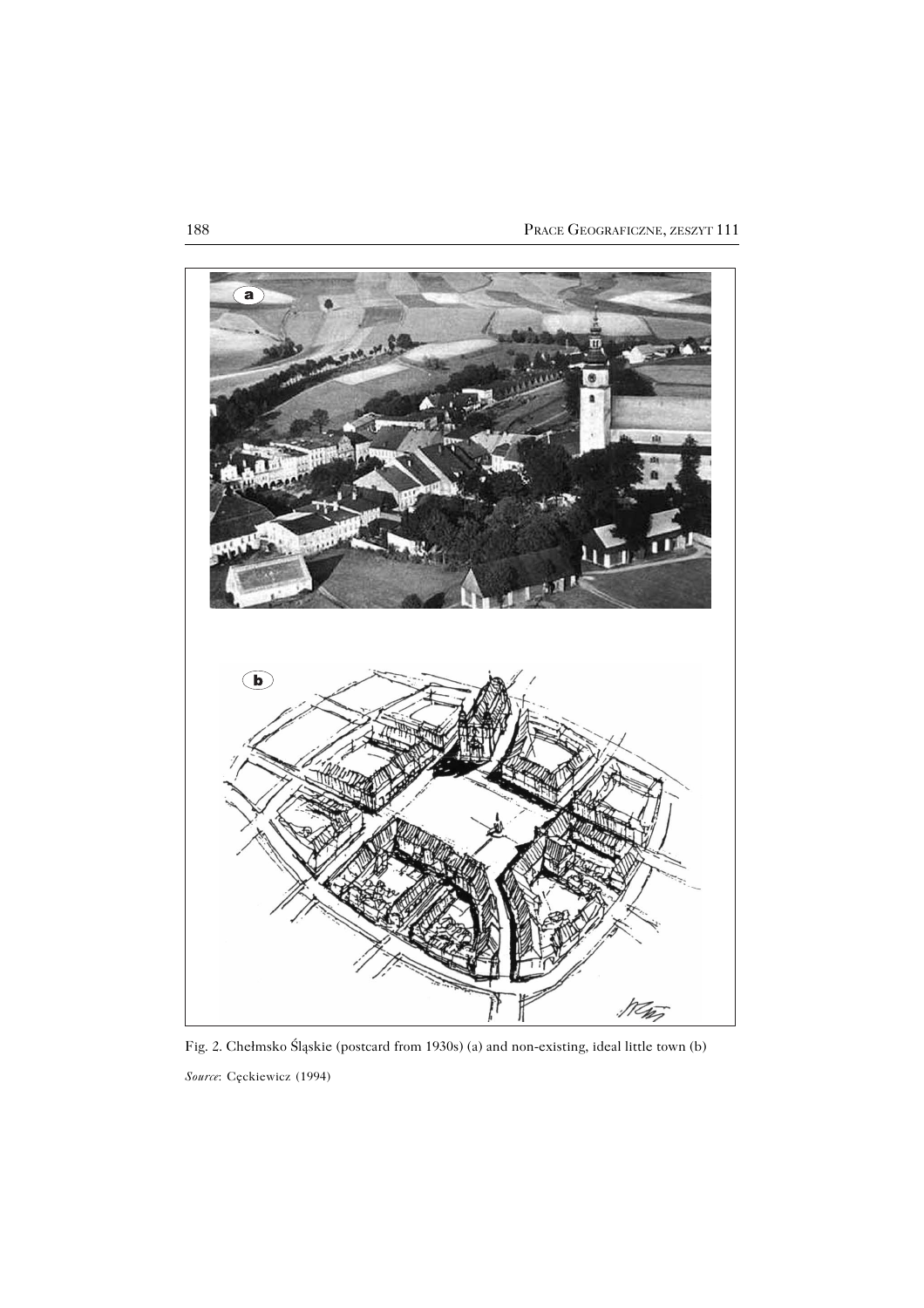Fig. 2. Chełmsko Śląskie (postcard from 1930s) (a) and non-existing, ideal little town (b)

*Source*: Cęckiewicz (1994)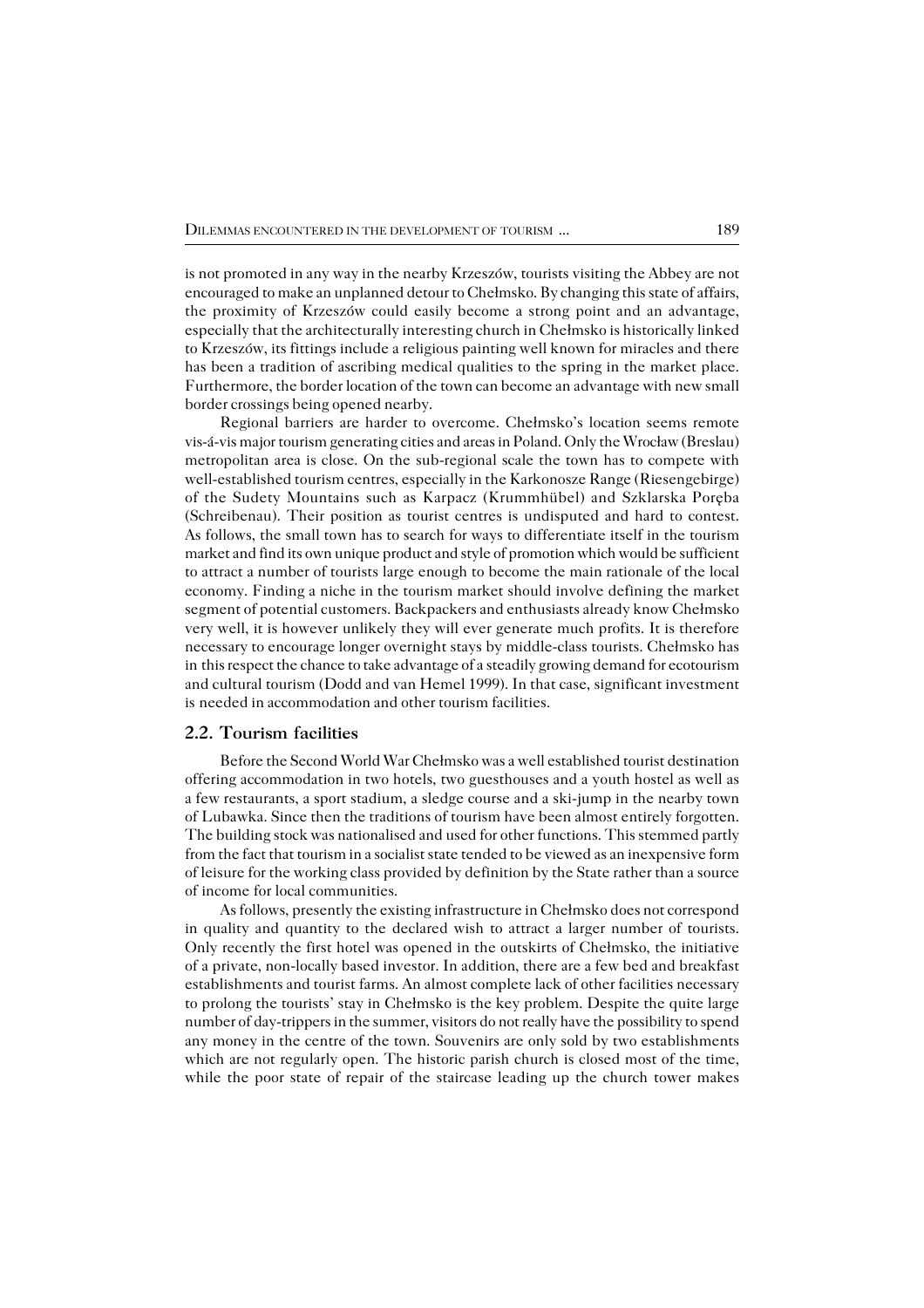is not promoted in any way in the nearby Krzeszów, tourists visiting the Abbey are not encouraged to make an unplanned detour to Chełmsko. By changing this state of affairs, the proximity of Krzeszów could easily become a strong point and an advantage, especially that the architecturally interesting church in Chełmsko is historically linked to Krzeszów, its fittings include a religious painting well known for miracles and there has been a tradition of ascribing medical qualities to the spring in the market place. Furthermore, the border location of the town can become an advantage with new small border crossings being opened nearby.

Regional barriers are harder to overcome. Chełmsko's location seems remote vis-á-vis major tourism generating cities and areas in Poland. Only the Wrocław (Breslau) metropolitan area is close. On the sub-regional scale the town has to compete with well-established tourism centres, especially in the Karkonosze Range (Riesengebirge) of the Sudety Mountains such as Karpacz (Krummhübel) and Szklarska Poręba (Schreibenau). Their position as tourist centres is undisputed and hard to contest. As follows, the small town has to search for ways to differentiate itself in the tourism market and find its own unique product and style of promotion which would be sufficient to attract a number of tourists large enough to become the main rationale of the local economy. Finding a niche in the tourism market should involve defining the market segment of potential customers. Backpackers and enthusiasts already know Chełmsko very well, it is however unlikely they will ever generate much profits. It is therefore necessary to encourage longer overnight stays by middle-class tourists. Chełmsko has in this respect the chance to take advantage of a steadily growing demand for ecotourism and cultural tourism (Dodd and van Hemel 1999). In that case, significant investment is needed in accommodation and other tourism facilities.

## 2.2. Tourism facilities

Before the Second World War Chełmsko was a well established tourist destination offering accommodation in two hotels, two guesthouses and a youth hostel as well as a few restaurants, a sport stadium, a sledge course and a ski-jump in the nearby town of Lubawka. Since then the traditions of tourism have been almost entirely forgotten. The building stock was nationalised and used for other functions. This stemmed partly from the fact that tourism in a socialist state tended to be viewed as an inexpensive form of leisure for the working class provided by definition by the State rather than a source of income for local communities.

As follows, presently the existing infrastructure in Chełmsko does not correspond in quality and quantity to the declared wish to attract a larger number of tourists. Only recently the first hotel was opened in the outskirts of Chełmsko, the initiative of a private, non-locally based investor. In addition, there are a few bed and breakfast establishments and tourist farms. An almost complete lack of other facilities necessary to prolong the tourists' stay in Chełmsko is the key problem. Despite the quite large number of day-trippers in the summer, visitors do not really have the possibility to spend any money in the centre of the town. Souvenirs are only sold by two establishments which are not regularly open. The historic parish church is closed most of the time, while the poor state of repair of the staircase leading up the church tower makes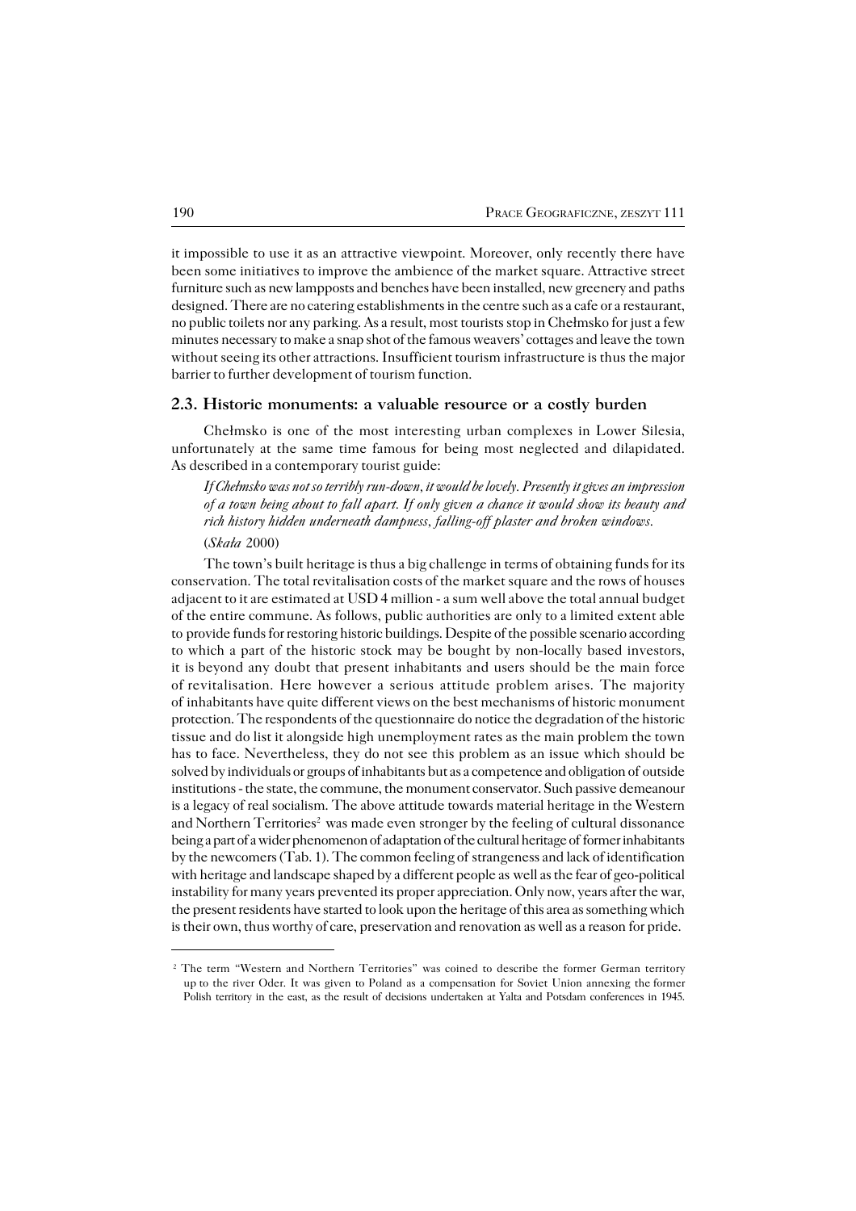it impossible to use it as an attractive viewpoint. Moreover, only recently there have been some initiatives to improve the ambience of the market square. Attractive street furniture such as new lampposts and benches have been installed, new greenery and paths designed. There are no catering establishments in the centre such as a cafe or a restaurant, no public toilets nor any parking. As a result, most tourists stop in Chełmsko for just a few minutes necessary to make a snap shot of the famous weavers' cottages and leave the town without seeing its other attractions. Insufficient tourism infrastructure is thus the major barrier to further development of tourism function.

## 2.3. Historic monuments: a valuable resource or a costly burden

Chełmsko is one of the most interesting urban complexes in Lower Silesia, unfortunately at the same time famous for being most neglected and dilapidated. As described in a contemporary tourist guide:

> *If Chełmsko was not so terribly run-down, it would be lovely. Presently it gives an impression of a town being about to fall apart. If only given a chance it would show its beauty and rich history hidden underneath dampness, falling-off plaster and broken windows.*
>
> (*Skała* 2000)

The town's built heritage is thus a big challenge in terms of obtaining funds for its conservation. The total revitalisation costs of the market square and the rows of houses adjacent to it are estimated at USD 4 million - a sum well above the total annual budget of the entire commune. As follows, public authorities are only to a limited extent able to provide funds for restoring historic buildings. Despite of the possible scenario according to which a part of the historic stock may be bought by non-locally based investors, it is beyond any doubt that present inhabitants and users should be the main force of revitalisation. Here however a serious attitude problem arises. The majority of inhabitants have quite different views on the best mechanisms of historic monument protection. The respondents of the questionnaire do notice the degradation of the historic tissue and do list it alongside high unemployment rates as the main problem the town has to face. Nevertheless, they do not see this problem as an issue which should be solved by individuals or groups of inhabitants but as a competence and obligation of outside institutions - the state, the commune, the monument conservator. Such passive demeanour is a legacy of real socialism. The above attitude towards material heritage in the Western and Northern Territories[2] was made even stronger by the feeling of cultural dissonance being a part of a wider phenomenon of adaptation of the cultural heritage of former inhabitants by the newcomers (Tab. 1). The common feeling of strangeness and lack of identification with heritage and landscape shaped by a different people as well as the fear of geo-political instability for many years prevented its proper appreciation. Only now, years after the war, the present residents have started to look upon the heritage of this area as something which is their own, thus worthy of care, preservation and renovation as well as a reason for pride.

---

[2] The term "Western and Northern Territories" was coined to describe the former German territory up to the river Oder. It was given to Poland as a compensation for Soviet Union annexing the former Polish territory in the east, as the result of decisions undertaken at Yalta and Potsdam conferences in 1945.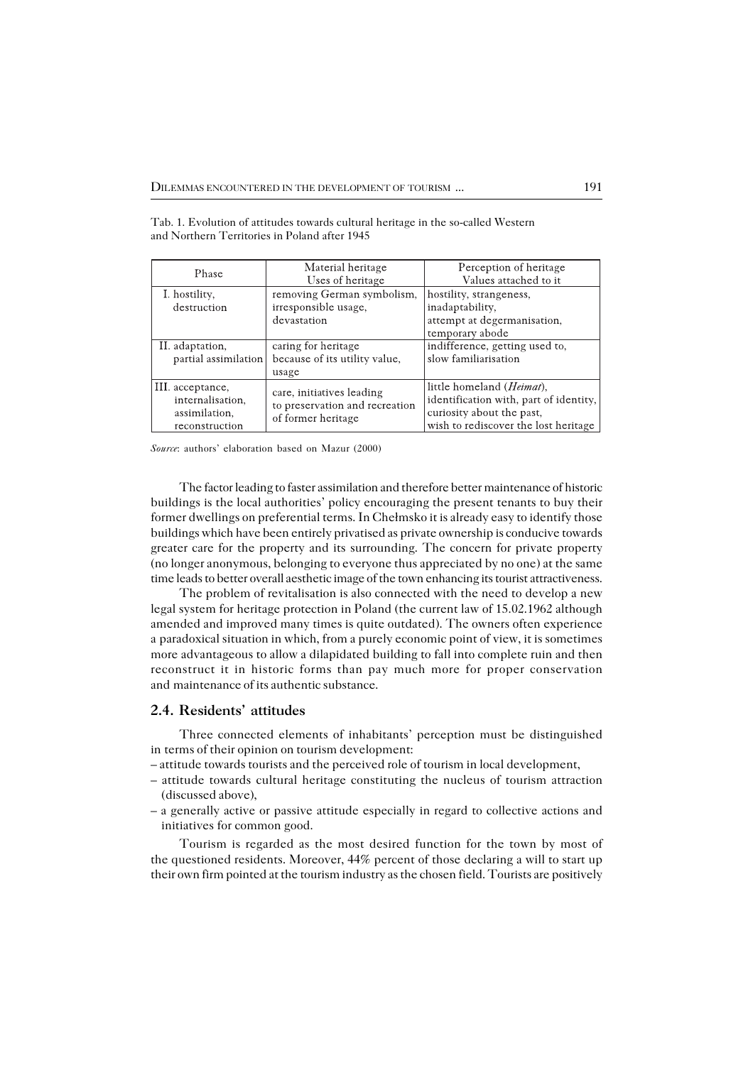Tab. 1. Evolution of attitudes towards cultural heritage in the so-called Western and Northern Territories in Poland after 1945

| Phase | Material heritage<br>Uses of heritage | Perception of heritage<br>Values attached to it |
|---|---|---|
| I. hostility, destruction | removing German symbolism, irresponsible usage, devastation | hostility, strangeness, inadaptability, attempt at degermanisation, temporary abode |
| II. adaptation, partial assimilation | caring for heritage because of its utility value, usage | indifference, getting used to, slow familiarisation |
| III. acceptance, internalisation, assimilation, reconstruction | care, initiatives leading to preservation and recreation of former heritage | little homeland (*Heimat*), identification with, part of identity, curiosity about the past, wish to rediscover the lost heritage |

*Source*: authors' elaboration based on Mazur (2000)

The factor leading to faster assimilation and therefore better maintenance of historic buildings is the local authorities' policy encouraging the present tenants to buy their former dwellings on preferential terms. In Chełmsko it is already easy to identify those buildings which have been entirely privatised as private ownership is conducive towards greater care for the property and its surrounding. The concern for private property (no longer anonymous, belonging to everyone thus appreciated by no one) at the same time leads to better overall aesthetic image of the town enhancing its tourist attractiveness.

The problem of revitalisation is also connected with the need to develop a new legal system for heritage protection in Poland (the current law of 15.02.1962 although amended and improved many times is quite outdated). The owners often experience a paradoxical situation in which, from a purely economic point of view, it is sometimes more advantageous to allow a dilapidated building to fall into complete ruin and then reconstruct it in historic forms than pay much more for proper conservation and maintenance of its authentic substance.

## 2.4. Residents' attitudes

Three connected elements of inhabitants' perception must be distinguished in terms of their opinion on tourism development:

- attitude towards tourists and the perceived role of tourism in local development,
- attitude towards cultural heritage constituting the nucleus of tourism attraction (discussed above),
- a generally active or passive attitude especially in regard to collective actions and initiatives for common good.

Tourism is regarded as the most desired function for the town by most of the questioned residents. Moreover, 44% percent of those declaring a will to start up their own firm pointed at the tourism industry as the chosen field. Tourists are positively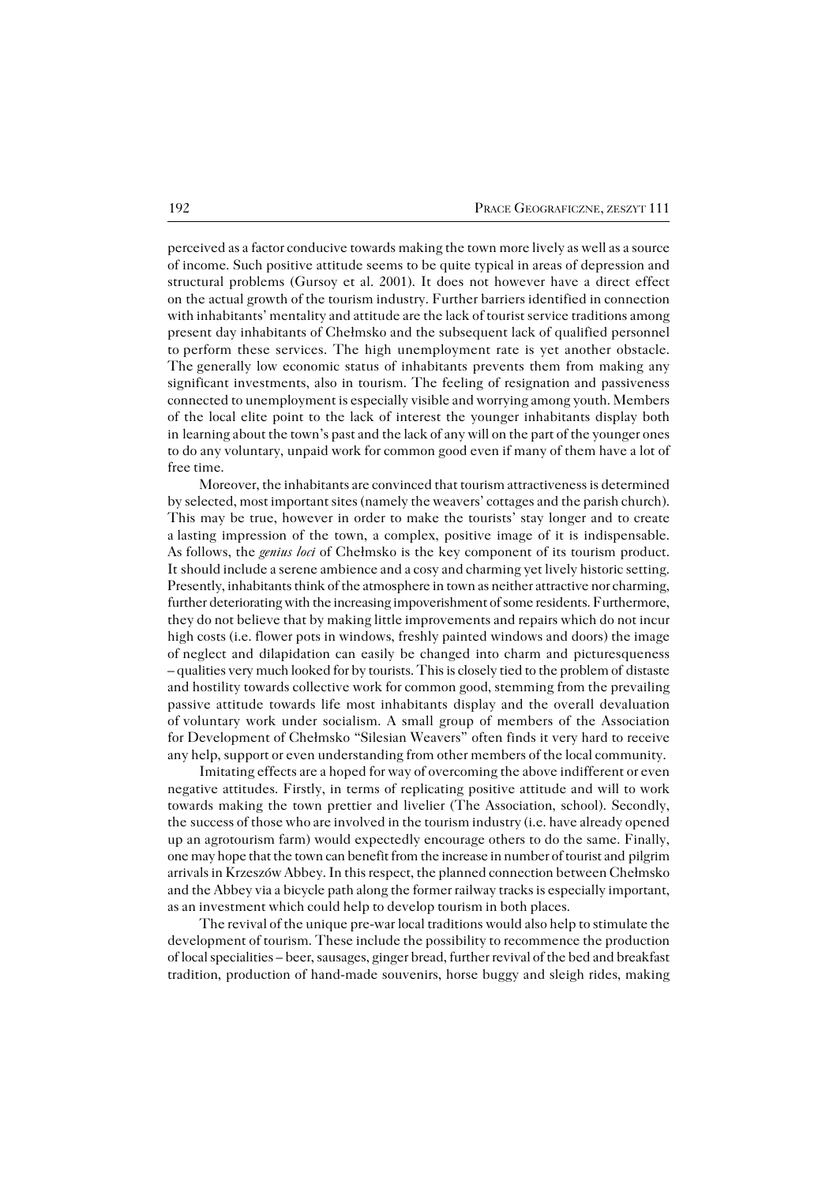perceived as a factor conducive towards making the town more lively as well as a source of income. Such positive attitude seems to be quite typical in areas of depression and structural problems (Gursoy et al. 2001). It does not however have a direct effect on the actual growth of the tourism industry. Further barriers identified in connection with inhabitants' mentality and attitude are the lack of tourist service traditions among present day inhabitants of Chełmsko and the subsequent lack of qualified personnel to perform these services. The high unemployment rate is yet another obstacle. The generally low economic status of inhabitants prevents them from making any significant investments, also in tourism. The feeling of resignation and passiveness connected to unemployment is especially visible and worrying among youth. Members of the local elite point to the lack of interest the younger inhabitants display both in learning about the town's past and the lack of any will on the part of the younger ones to do any voluntary, unpaid work for common good even if many of them have a lot of free time.

Moreover, the inhabitants are convinced that tourism attractiveness is determined by selected, most important sites (namely the weavers' cottages and the parish church). This may be true, however in order to make the tourists' stay longer and to create a lasting impression of the town, a complex, positive image of it is indispensable. As follows, the *genius loci* of Chełmsko is the key component of its tourism product. It should include a serene ambience and a cosy and charming yet lively historic setting. Presently, inhabitants think of the atmosphere in town as neither attractive nor charming, further deteriorating with the increasing impoverishment of some residents. Furthermore, they do not believe that by making little improvements and repairs which do not incur high costs (i.e. flower pots in windows, freshly painted windows and doors) the image of neglect and dilapidation can easily be changed into charm and picturesqueness – qualities very much looked for by tourists. This is closely tied to the problem of distaste and hostility towards collective work for common good, stemming from the prevailing passive attitude towards life most inhabitants display and the overall devaluation of voluntary work under socialism. A small group of members of the Association for Development of Chełmsko "Silesian Weavers" often finds it very hard to receive any help, support or even understanding from other members of the local community.

Imitating effects are a hoped for way of overcoming the above indifferent or even negative attitudes. Firstly, in terms of replicating positive attitude and will to work towards making the town prettier and livelier (The Association, school). Secondly, the success of those who are involved in the tourism industry (i.e. have already opened up an agrotourism farm) would expectedly encourage others to do the same. Finally, one may hope that the town can benefit from the increase in number of tourist and pilgrim arrivals in Krzeszów Abbey. In this respect, the planned connection between Chełmsko and the Abbey via a bicycle path along the former railway tracks is especially important, as an investment which could help to develop tourism in both places.

The revival of the unique pre-war local traditions would also help to stimulate the development of tourism. These include the possibility to recommence the production of local specialities – beer, sausages, ginger bread, further revival of the bed and breakfast tradition, production of hand-made souvenirs, horse buggy and sleigh rides, making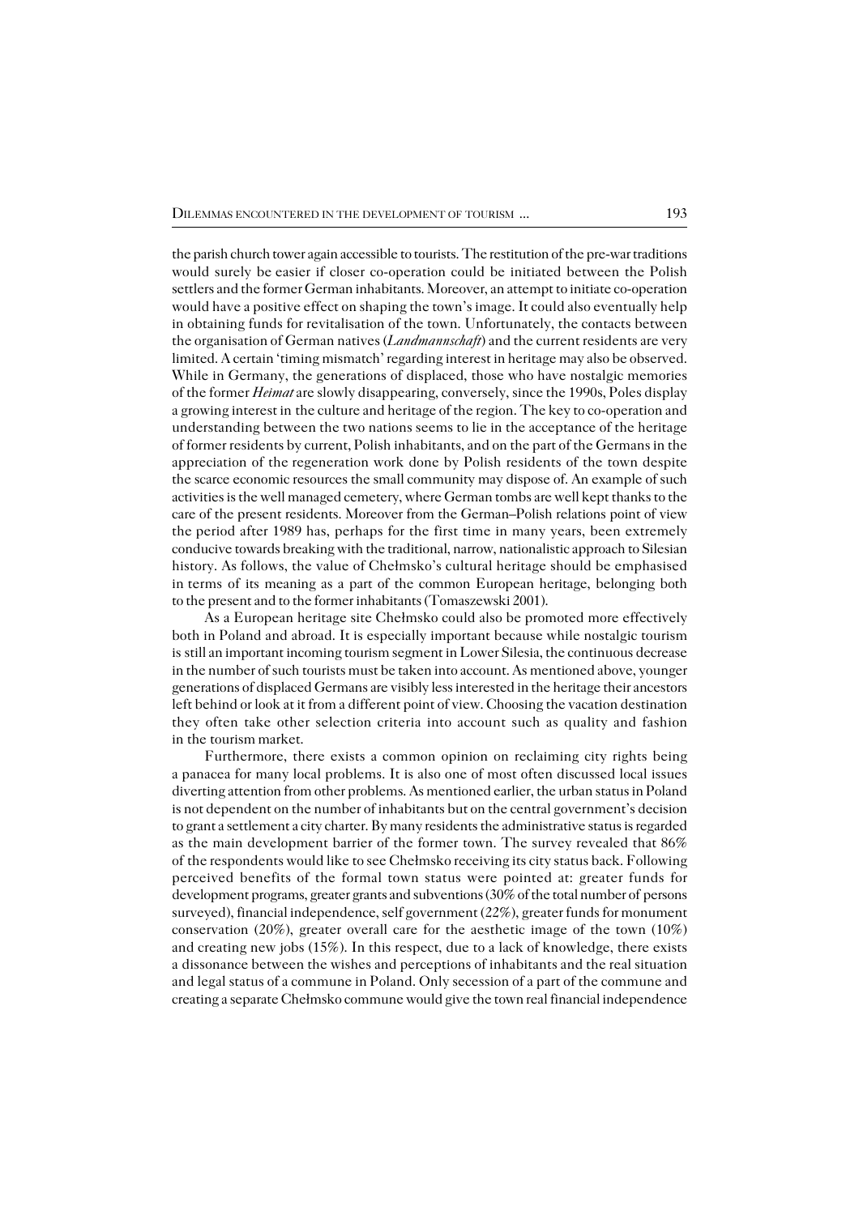the parish church tower again accessible to tourists. The restitution of the pre-war traditions would surely be easier if closer co-operation could be initiated between the Polish settlers and the former German inhabitants. Moreover, an attempt to initiate co-operation would have a positive effect on shaping the town's image. It could also eventually help in obtaining funds for revitalisation of the town. Unfortunately, the contacts between the organisation of German natives (*Landmannschaft*) and the current residents are very limited. A certain 'timing mismatch' regarding interest in heritage may also be observed. While in Germany, the generations of displaced, those who have nostalgic memories of the former *Heimat* are slowly disappearing, conversely, since the 1990s, Poles display a growing interest in the culture and heritage of the region. The key to co-operation and understanding between the two nations seems to lie in the acceptance of the heritage of former residents by current, Polish inhabitants, and on the part of the Germans in the appreciation of the regeneration work done by Polish residents of the town despite the scarce economic resources the small community may dispose of. An example of such activities is the well managed cemetery, where German tombs are well kept thanks to the care of the present residents. Moreover from the German–Polish relations point of view the period after 1989 has, perhaps for the first time in many years, been extremely conducive towards breaking with the traditional, narrow, nationalistic approach to Silesian history. As follows, the value of Chełmsko's cultural heritage should be emphasised in terms of its meaning as a part of the common European heritage, belonging both to the present and to the former inhabitants (Tomaszewski 2001).

As a European heritage site Chełmsko could also be promoted more effectively both in Poland and abroad. It is especially important because while nostalgic tourism is still an important incoming tourism segment in Lower Silesia, the continuous decrease in the number of such tourists must be taken into account. As mentioned above, younger generations of displaced Germans are visibly less interested in the heritage their ancestors left behind or look at it from a different point of view. Choosing the vacation destination they often take other selection criteria into account such as quality and fashion in the tourism market.

Furthermore, there exists a common opinion on reclaiming city rights being a panacea for many local problems. It is also one of most often discussed local issues diverting attention from other problems. As mentioned earlier, the urban status in Poland is not dependent on the number of inhabitants but on the central government's decision to grant a settlement a city charter. By many residents the administrative status is regarded as the main development barrier of the former town. The survey revealed that 86% of the respondents would like to see Chełmsko receiving its city status back. Following perceived benefits of the formal town status were pointed at: greater funds for development programs, greater grants and subventions (30% of the total number of persons surveyed), financial independence, self government (22%), greater funds for monument conservation (20%), greater overall care for the aesthetic image of the town (10%) and creating new jobs (15%). In this respect, due to a lack of knowledge, there exists a dissonance between the wishes and perceptions of inhabitants and the real situation and legal status of a commune in Poland. Only secession of a part of the commune and creating a separate Chełmsko commune would give the town real financial independence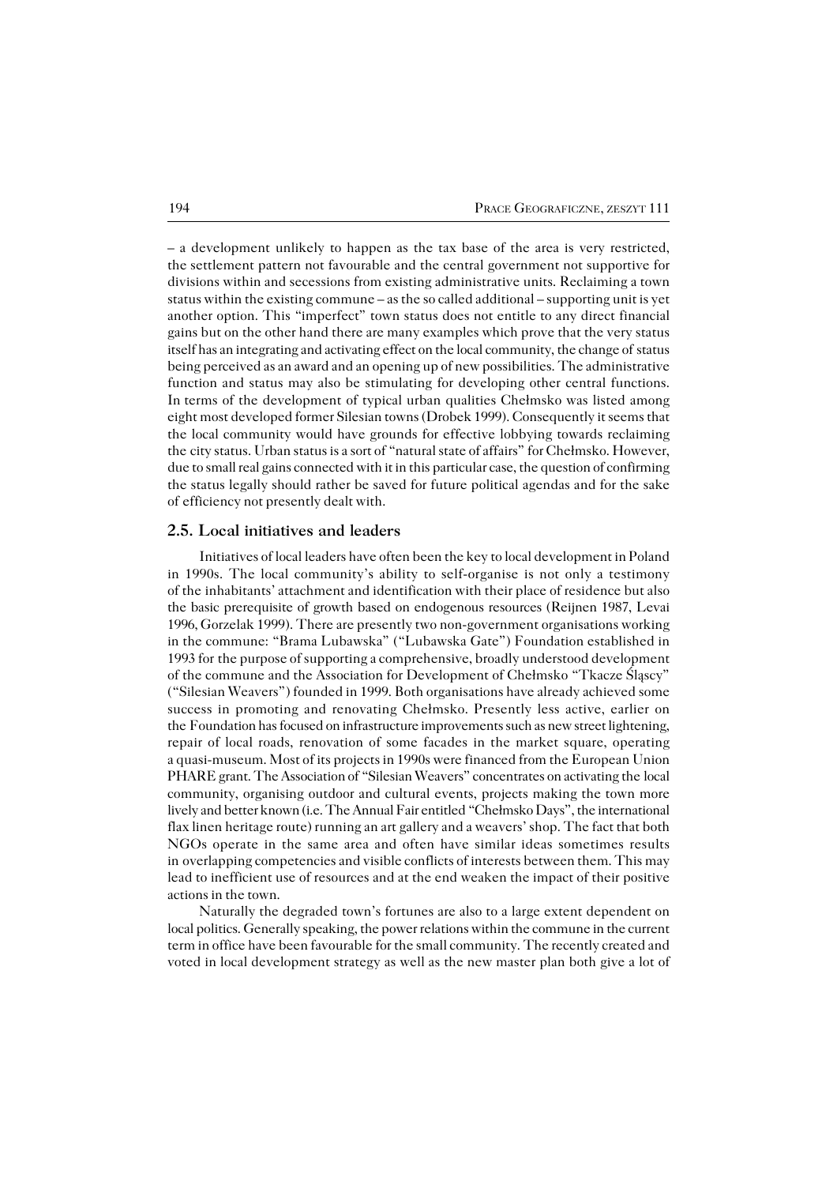– a development unlikely to happen as the tax base of the area is very restricted, the settlement pattern not favourable and the central government not supportive for divisions within and secessions from existing administrative units. Reclaiming a town status within the existing commune – as the so called additional – supporting unit is yet another option. This "imperfect" town status does not entitle to any direct financial gains but on the other hand there are many examples which prove that the very status itself has an integrating and activating effect on the local community, the change of status being perceived as an award and an opening up of new possibilities. The administrative function and status may also be stimulating for developing other central functions. In terms of the development of typical urban qualities Chełmsko was listed among eight most developed former Silesian towns (Drobek 1999). Consequently it seems that the local community would have grounds for effective lobbying towards reclaiming the city status. Urban status is a sort of "natural state of affairs" for Chełmsko. However, due to small real gains connected with it in this particular case, the question of confirming the status legally should rather be saved for future political agendas and for the sake of efficiency not presently dealt with.

## 2.5. Local initiatives and leaders

Initiatives of local leaders have often been the key to local development in Poland in 1990s. The local community's ability to self-organise is not only a testimony of the inhabitants' attachment and identification with their place of residence but also the basic prerequisite of growth based on endogenous resources (Reijnen 1987, Levai 1996, Gorzelak 1999). There are presently two non-government organisations working in the commune: "Brama Lubawska" ("Lubawska Gate") Foundation established in 1993 for the purpose of supporting a comprehensive, broadly understood development of the commune and the Association for Development of Chełmsko "Tkacze Śląscy" ("Silesian Weavers") founded in 1999. Both organisations have already achieved some success in promoting and renovating Chełmsko. Presently less active, earlier on the Foundation has focused on infrastructure improvements such as new street lightening, repair of local roads, renovation of some facades in the market square, operating a quasi-museum. Most of its projects in 1990s were financed from the European Union PHARE grant. The Association of "Silesian Weavers" concentrates on activating the local community, organising outdoor and cultural events, projects making the town more lively and better known (i.e. The Annual Fair entitled "Chełmsko Days", the international flax linen heritage route) running an art gallery and a weavers' shop. The fact that both NGOs operate in the same area and often have similar ideas sometimes results in overlapping competencies and visible conflicts of interests between them. This may lead to inefficient use of resources and at the end weaken the impact of their positive actions in the town.

Naturally the degraded town's fortunes are also to a large extent dependent on local politics. Generally speaking, the power relations within the commune in the current term in office have been favourable for the small community. The recently created and voted in local development strategy as well as the new master plan both give a lot of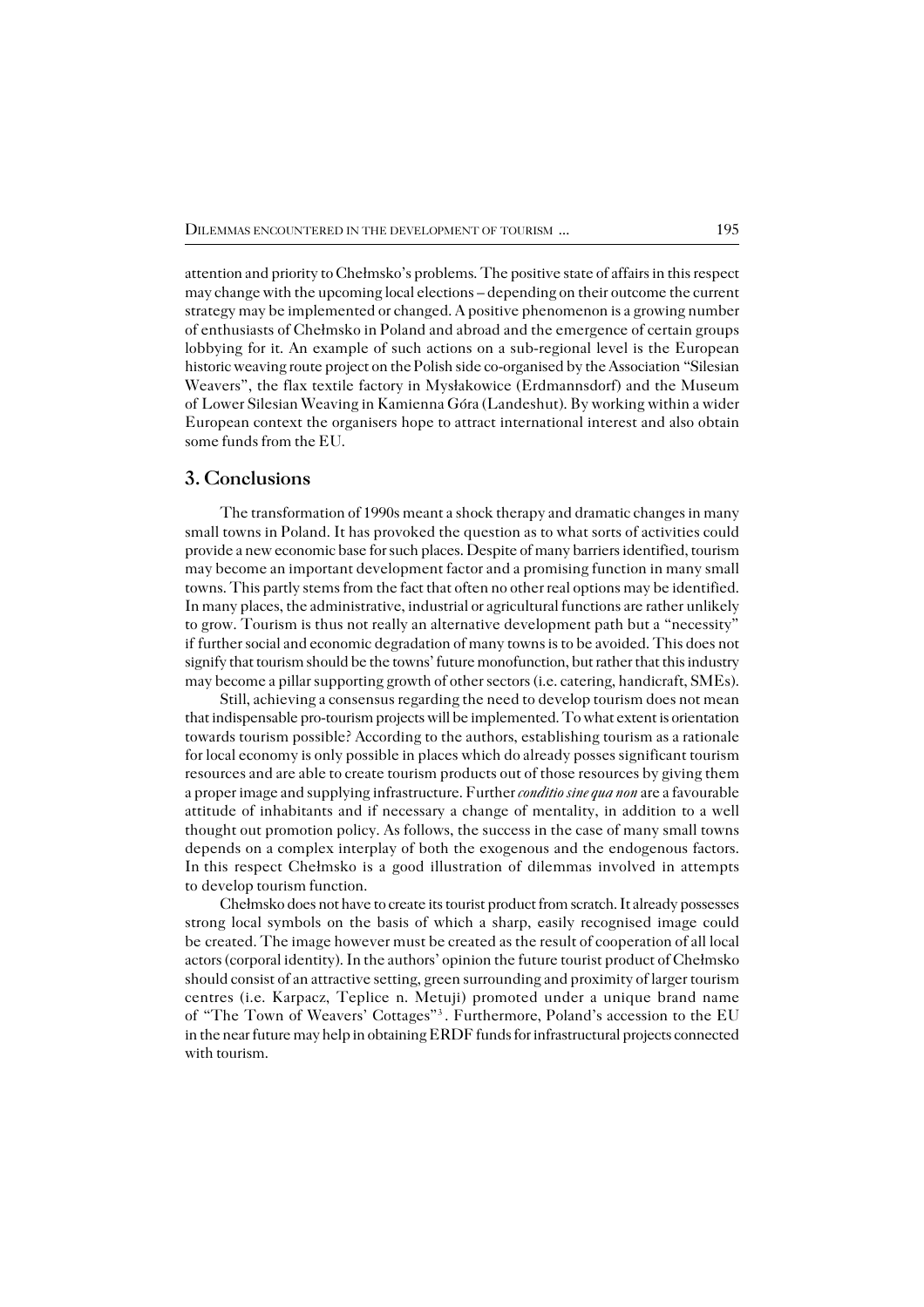attention and priority to Chełmsko's problems. The positive state of affairs in this respect may change with the upcoming local elections – depending on their outcome the current strategy may be implemented or changed. A positive phenomenon is a growing number of enthusiasts of Chełmsko in Poland and abroad and the emergence of certain groups lobbying for it. An example of such actions on a sub-regional level is the European historic weaving route project on the Polish side co-organised by the Association "Silesian Weavers", the flax textile factory in Mysłakowice (Erdmannsdorf) and the Museum of Lower Silesian Weaving in Kamienna Góra (Landeshut). By working within a wider European context the organisers hope to attract international interest and also obtain some funds from the EU.

## 3. Conclusions

The transformation of 1990s meant a shock therapy and dramatic changes in many small towns in Poland. It has provoked the question as to what sorts of activities could provide a new economic base for such places. Despite of many barriers identified, tourism may become an important development factor and a promising function in many small towns. This partly stems from the fact that often no other real options may be identified. In many places, the administrative, industrial or agricultural functions are rather unlikely to grow. Tourism is thus not really an alternative development path but a "necessity" if further social and economic degradation of many towns is to be avoided. This does not signify that tourism should be the towns' future monofunction, but rather that this industry may become a pillar supporting growth of other sectors (i.e. catering, handicraft, SMEs).

Still, achieving a consensus regarding the need to develop tourism does not mean that indispensable pro-tourism projects will be implemented. To what extent is orientation towards tourism possible? According to the authors, establishing tourism as a rationale for local economy is only possible in places which do already posses significant tourism resources and are able to create tourism products out of those resources by giving them a proper image and supplying infrastructure. Further *conditio sine qua non* are a favourable attitude of inhabitants and if necessary a change of mentality, in addition to a well thought out promotion policy. As follows, the success in the case of many small towns depends on a complex interplay of both the exogenous and the endogenous factors. In this respect Chełmsko is a good illustration of dilemmas involved in attempts to develop tourism function.

Chełmsko does not have to create its tourist product from scratch. It already possesses strong local symbols on the basis of which a sharp, easily recognised image could be created. The image however must be created as the result of cooperation of all local actors (corporal identity). In the authors' opinion the future tourist product of Chełmsko should consist of an attractive setting, green surrounding and proximity of larger tourism centres (i.e. Karpacz, Teplice n. Metuji) promoted under a unique brand name of "The Town of Weavers' Cottages"[3]. Furthermore, Poland's accession to the EU in the near future may help in obtaining ERDF funds for infrastructural projects connected with tourism.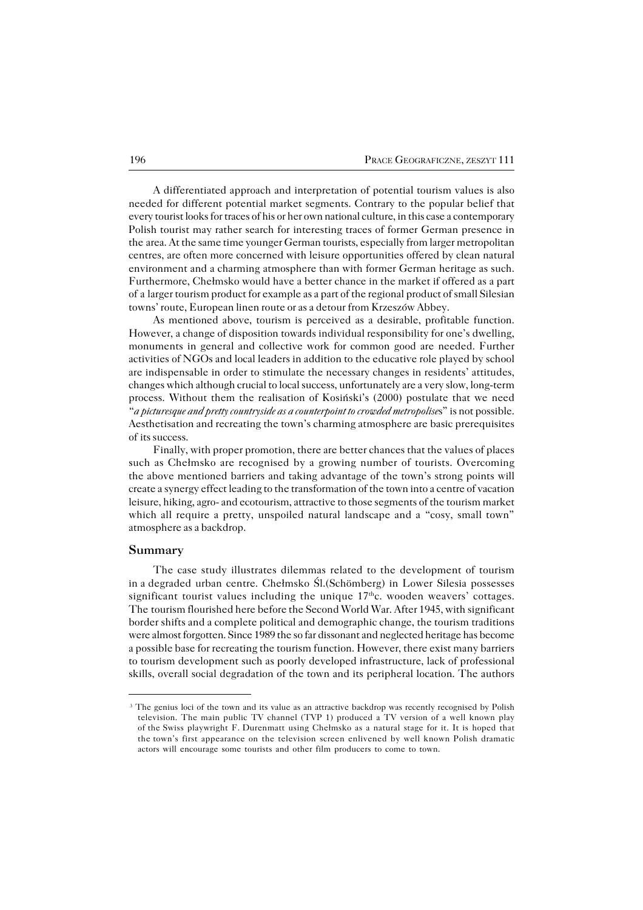A differentiated approach and interpretation of potential tourism values is also needed for different potential market segments. Contrary to the popular belief that every tourist looks for traces of his or her own national culture, in this case a contemporary Polish tourist may rather search for interesting traces of former German presence in the area. At the same time younger German tourists, especially from larger metropolitan centres, are often more concerned with leisure opportunities offered by clean natural environment and a charming atmosphere than with former German heritage as such. Furthermore, Chełmsko would have a better chance in the market if offered as a part of a larger tourism product for example as a part of the regional product of small Silesian towns' route, European linen route or as a detour from Krzeszów Abbey.

As mentioned above, tourism is perceived as a desirable, profitable function. However, a change of disposition towards individual responsibility for one's dwelling, monuments in general and collective work for common good are needed. Further activities of NGOs and local leaders in addition to the educative role played by school are indispensable in order to stimulate the necessary changes in residents' attitudes, changes which although crucial to local success, unfortunately are a very slow, long-term process. Without them the realisation of Kosiński's (2000) postulate that we need "*a picturesque and pretty countryside as a counterpoint to crowded metropolise*s" is not possible. Aesthetisation and recreating the town's charming atmosphere are basic prerequisites of its success.

Finally, with proper promotion, there are better chances that the values of places such as Chełmsko are recognised by a growing number of tourists. Overcoming the above mentioned barriers and taking advantage of the town's strong points will create a synergy effect leading to the transformation of the town into a centre of vacation leisure, hiking, agro- and ecotourism, attractive to those segments of the tourism market which all require a pretty, unspoiled natural landscape and a "cosy, small town" atmosphere as a backdrop.

## Summary

The case study illustrates dilemmas related to the development of tourism in a degraded urban centre. Chełmsko Śl.(Schömberg) in Lower Silesia possesses significant tourist values including the unique 17$^{th}$c. wooden weavers' cottages. The tourism flourished here before the Second World War. After 1945, with significant border shifts and a complete political and demographic change, the tourism traditions were almost forgotten. Since 1989 the so far dissonant and neglected heritage has become a possible base for recreating the tourism function. However, there exist many barriers to tourism development such as poorly developed infrastructure, lack of professional skills, overall social degradation of the town and its peripheral location. The authors

---

[3] The genius loci of the town and its value as an attractive backdrop was recently recognised by Polish television. The main public TV channel (TVP 1) produced a TV version of a well known play of the Swiss playwright F. Durenmatt using Chełmsko as a natural stage for it. It is hoped that the town's first appearance on the television screen enlivened by well known Polish dramatic actors will encourage some tourists and other film producers to come to town.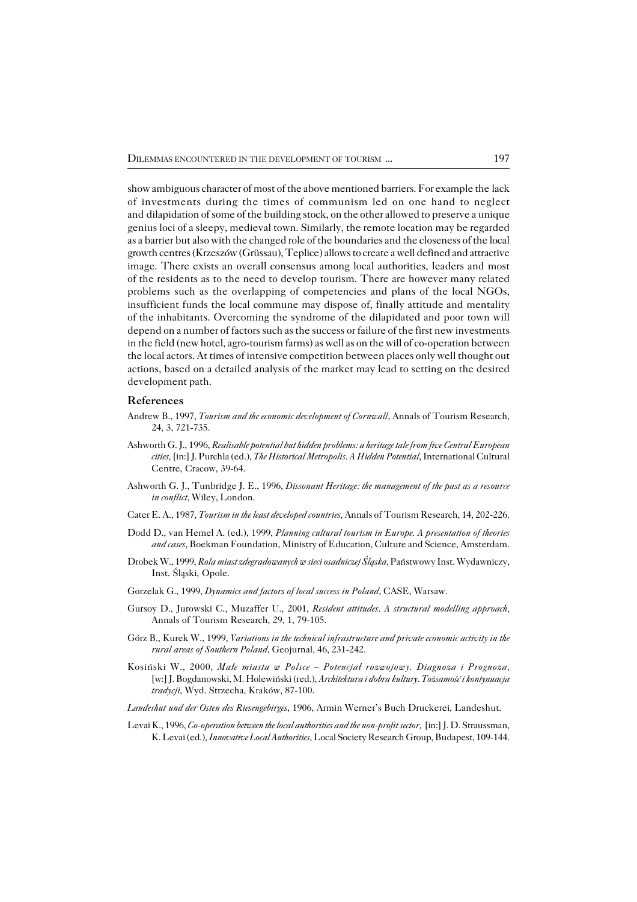show ambiguous character of most of the above mentioned barriers. For example the lack of investments during the times of communism led on one hand to neglect and dilapidation of some of the building stock, on the other allowed to preserve a unique genius loci of a sleepy, medieval town. Similarly, the remote location may be regarded as a barrier but also with the changed role of the boundaries and the closeness of the local growth centres (Krzeszów (Grüssau), Teplice) allows to create a well defined and attractive image. There exists an overall consensus among local authorities, leaders and most of the residents as to the need to develop tourism. There are however many related problems such as the overlapping of competencies and plans of the local NGOs, insufficient funds the local commune may dispose of, finally attitude and mentality of the inhabitants. Overcoming the syndrome of the dilapidated and poor town will depend on a number of factors such as the success or failure of the first new investments in the field (new hotel, agro-tourism farms) as well as on the will of co-operation between the local actors. At times of intensive competition between places only well thought out actions, based on a detailed analysis of the market may lead to setting on the desired development path.

## References

Andrew B., 1997, *Tourism and the economic development of Cornwall*, Annals of Tourism Research, 24, 3, 721-735.

Ashworth G. J., 1996, *Realisable potential but hidden problems: a heritage tale from five Central European cities,* [in:] J. Purchla (ed.), *The Historical Metropolis. A Hidden Potential*, International Cultural Centre, Cracow, 39-64.

Ashworth G. J., Tunbridge J. E., 1996, *Dissonant Heritage: the management of the past as a resource in conflict*, Wiley, London.

Cater E. A., 1987, *Tourism in the least developed countries*, Annals of Tourism Research, 14, 202-226.

Dodd D., van Hemel A. (ed.), 1999, *Planning cultural tourism in Europe. A presentation of theories and cases*, Boekman Foundation, Ministry of Education, Culture and Science, Amsterdam.

Drobek W., 1999, *Rola miast zdegradowanych w sieci osadniczej Śląska*, Państwowy Inst. Wydawniczy, Inst. Śląski, Opole.

Gorzelak G., 1999, *Dynamics and factors of local success in Poland*, CASE, Warsaw.

Gursoy D., Jurowski C., Muzaffer U., 2001, *Resident attitudes. A structural modelling approach*, Annals of Tourism Research, 29, 1, 79-105.

Górz B., Kurek W., 1999, *Variations in the technical infrastructure and private economic activity in the rural areas of Southern Poland*, Geojurnal, 46, 231-242.

Kosiński W., 2000, *Małe miasta w Polsce – Potencjał rozwojowy. Diagnoza i Prognoza*, [w:] J. Bogdanowski, M. Holewiński (red.), *Architektura i dobra kultury. Tożsamość i kontynuacja tradycji*, Wyd. Strzecha, Kraków, 87-100.

*Landeshut und der Osten des Riesengebirges*, 1906, Armin Werner's Buch Druckerei, Landeshut.

Levai K., 1996, *Co-operation between the local authorities and the non-profit sector,* [in:] J. D. Straussman, K. Levai (ed.), *Innovative Local Authorities*, Local Society Research Group, Budapest, 109-144.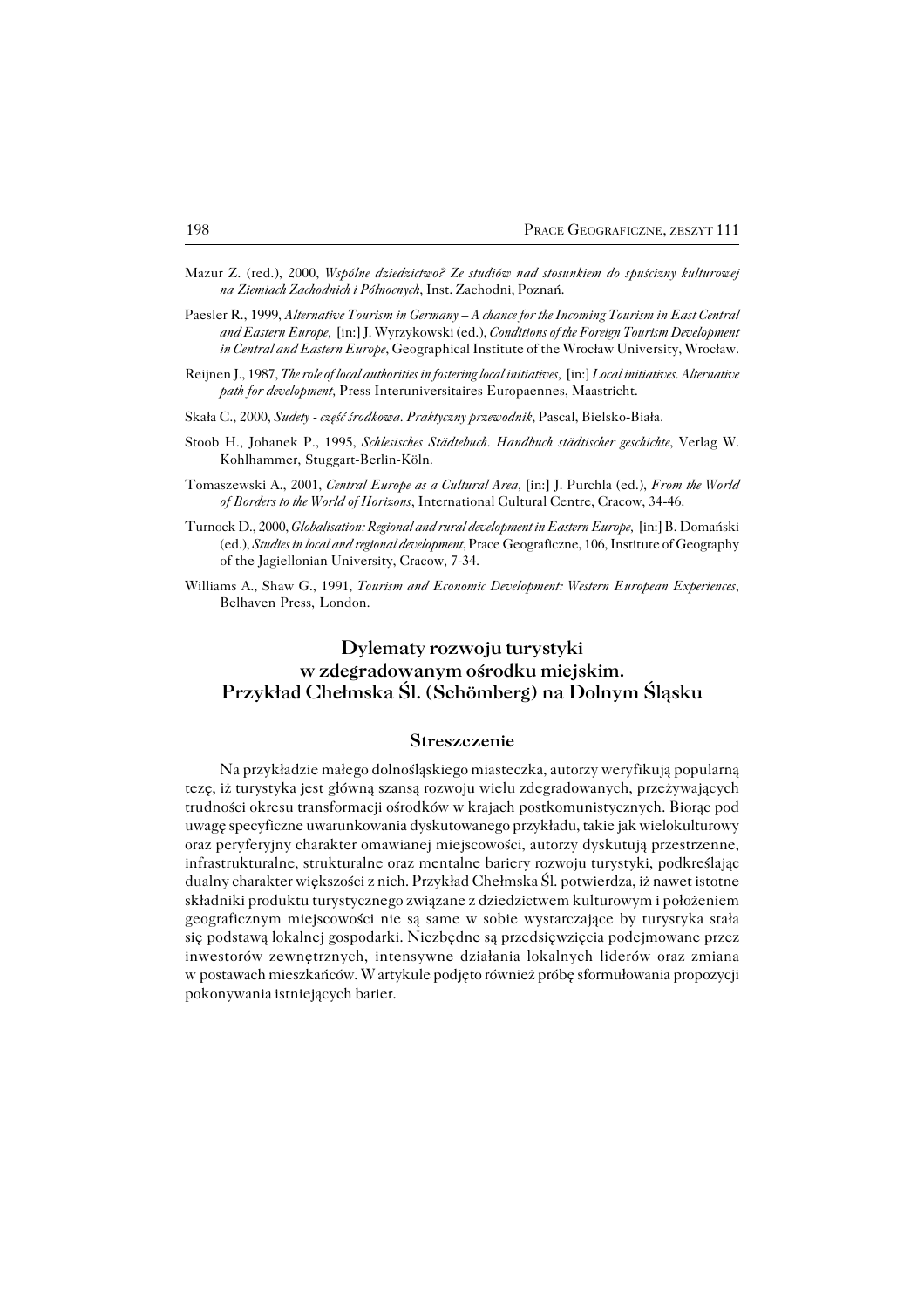Mazur Z. (red.), 2000, *Wspólne dziedzictwo? Ze studiów nad stosunkiem do spuścizny kulturowej na Ziemiach Zachodnich i Północnych*, Inst. Zachodni, Poznań.

Paesler R., 1999, *Alternative Tourism in Germany – A chance for the Incoming Tourism in East Central and Eastern Europe*, [in:] J. Wyrzykowski (ed.), *Conditions of the Foreign Tourism Development in Central and Eastern Europe*, Geographical Institute of the Wrocław University, Wrocław.

Reijnen J., 1987, *The role of local authorities in fostering local initiatives*, [in:] *Local initiatives. Alternative path for development*, Press Interuniversitaires Europaennes, Maastricht.

Skała C., 2000, *Sudety - część środkowa. Praktyczny przewodnik*, Pascal, Bielsko-Biała.

Stoob H., Johanek P., 1995, *Schlesisches Städtebuch. Handbuch städtischer geschichte*, Verlag W. Kohlhammer, Stuggart-Berlin-Köln.

Tomaszewski A., 2001, *Central Europe as a Cultural Area*, [in:] J. Purchla (ed.), *From the World of Borders to the World of Horizons*, International Cultural Centre, Cracow, 34-46.

Turnock D., 2000, *Globalisation: Regional and rural development in Eastern Europe*, [in:] B. Domański (ed.), *Studies in local and regional development*, Prace Geograficzne, 106, Institute of Geography of the Jagiellonian University, Cracow, 7-34.

Williams A., Shaw G., 1991, *Tourism and Economic Development: Western European Experiences*, Belhaven Press, London.

# Dylematy rozwoju turystyki w zdegradowanym ośrodku miejskim. Przykład Chełmska Śl. (Schömberg) na Dolnym Śląsku

## Streszczenie

Na przykładzie małego dolnośląskiego miasteczka, autorzy weryfikują popularną tezę, iż turystyka jest główną szansą rozwoju wielu zdegradowanych, przeżywających trudności okresu transformacji ośrodków w krajach postkomunistycznych. Biorąc pod uwagę specyficzne uwarunkowania dyskutowanego przykładu, takie jak wielokulturowy oraz peryferyjny charakter omawianej miejscowości, autorzy dyskutują przestrzenne, infrastrukturalne, strukturalne oraz mentalne bariery rozwoju turystyki, podkreślając dualny charakter większości z nich. Przykład Chełmska Śl. potwierdza, iż nawet istotne składniki produktu turystycznego związane z dziedzictwem kulturowym i położeniem geograficznym miejscowości nie są same w sobie wystarczające by turystyka stała się podstawą lokalnej gospodarki. Niezbędne są przedsięwzięcia podejmowane przez inwestorów zewnętrznych, intensywne działania lokalnych liderów oraz zmiana w postawach mieszkańców. W artykule podjęto również próbę sformułowania propozycji pokonywania istniejących barier.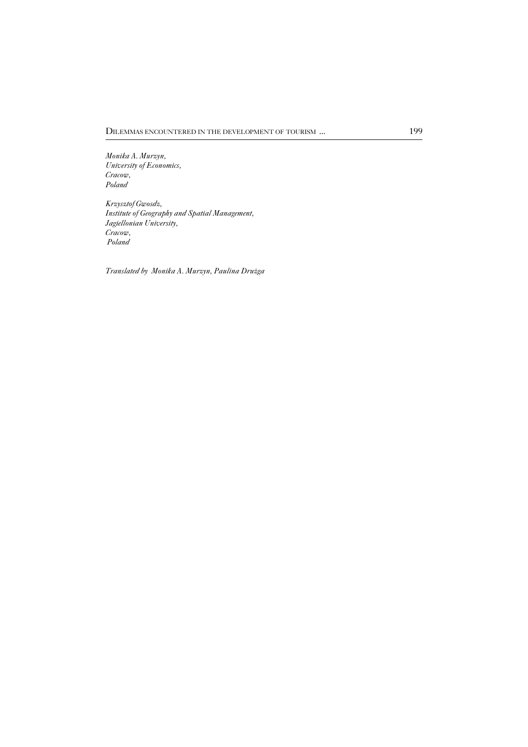*Monika A. Murzyn,*
*University of Economics,*
*Cracow,*
*Poland*

*Krzysztof Gwosdz,*
*Institute of Geography and Spatial Management,*
*Jagiellonian University,*
*Cracow,*
*Poland*

*Translated by Monika A. Murzyn, Paulina Drużga*